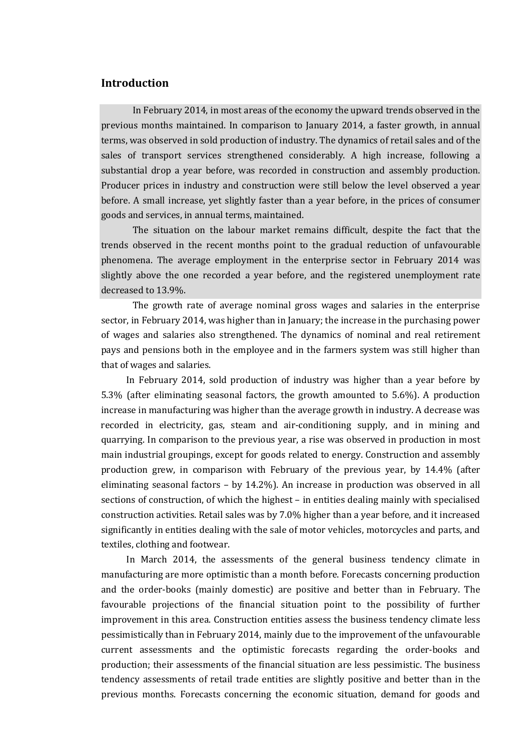## Introduction

In February 2014, in most areas of the economy the upward trends observed in the previous months maintained. In comparison to January 2014, a faster growth, in annual terms, was observed in sold production of industry. The dynamics of retail sales and of the sales of transport services strengthened considerably. A high increase, following a substantial drop a year before, was recorded in construction and assembly production. Producer prices in industry and construction were still below the level observed a year before. A small increase, yet slightly faster than a year before, in the prices of consumer goods and services, in annual terms, maintained.

The situation on the labour market remains difficult, despite the fact that the trends observed in the recent months point to the gradual reduction of unfavourable phenomena. The average employment in the enterprise sector in February 2014 was slightly above the one recorded a year before, and the registered unemployment rate decreased to 13.9%.

The growth rate of average nominal gross wages and salaries in the enterprise sector, in February 2014, was higher than in January; the increase in the purchasing power of wages and salaries also strengthened. The dynamics of nominal and real retirement pays and pensions both in the employee and in the farmers system was still higher than that of wages and salaries.

In February 2014, sold production of industry was higher than a year before by 5.3% (after eliminating seasonal factors, the growth amounted to 5.6%). A production increase in manufacturing was higher than the average growth in industry. A decrease was recorded in electricity, gas, steam and air-conditioning supply, and in mining and quarrying. In comparison to the previous year, a rise was observed in production in most main industrial groupings, except for goods related to energy. Construction and assembly production grew, in comparison with February of the previous year, by 14.4% (after eliminating seasonal factors – by 14.2%). An increase in production was observed in all sections of construction, of which the highest – in entities dealing mainly with specialised construction activities. Retail sales was by 7.0% higher than a year before, and it increased significantly in entities dealing with the sale of motor vehicles, motorcycles and parts, and textiles, clothing and footwear.

In March 2014, the assessments of the general business tendency climate in manufacturing are more optimistic than a month before. Forecasts concerning production and the order-books (mainly domestic) are positive and better than in February. The favourable projections of the financial situation point to the possibility of further improvement in this area. Construction entities assess the business tendency climate less pessimistically than in February 2014, mainly due to the improvement of the unfavourable current assessments and the optimistic forecasts regarding the order-books and production; their assessments of the financial situation are less pessimistic. The business tendency assessments of retail trade entities are slightly positive and better than in the previous months. Forecasts concerning the economic situation, demand for goods and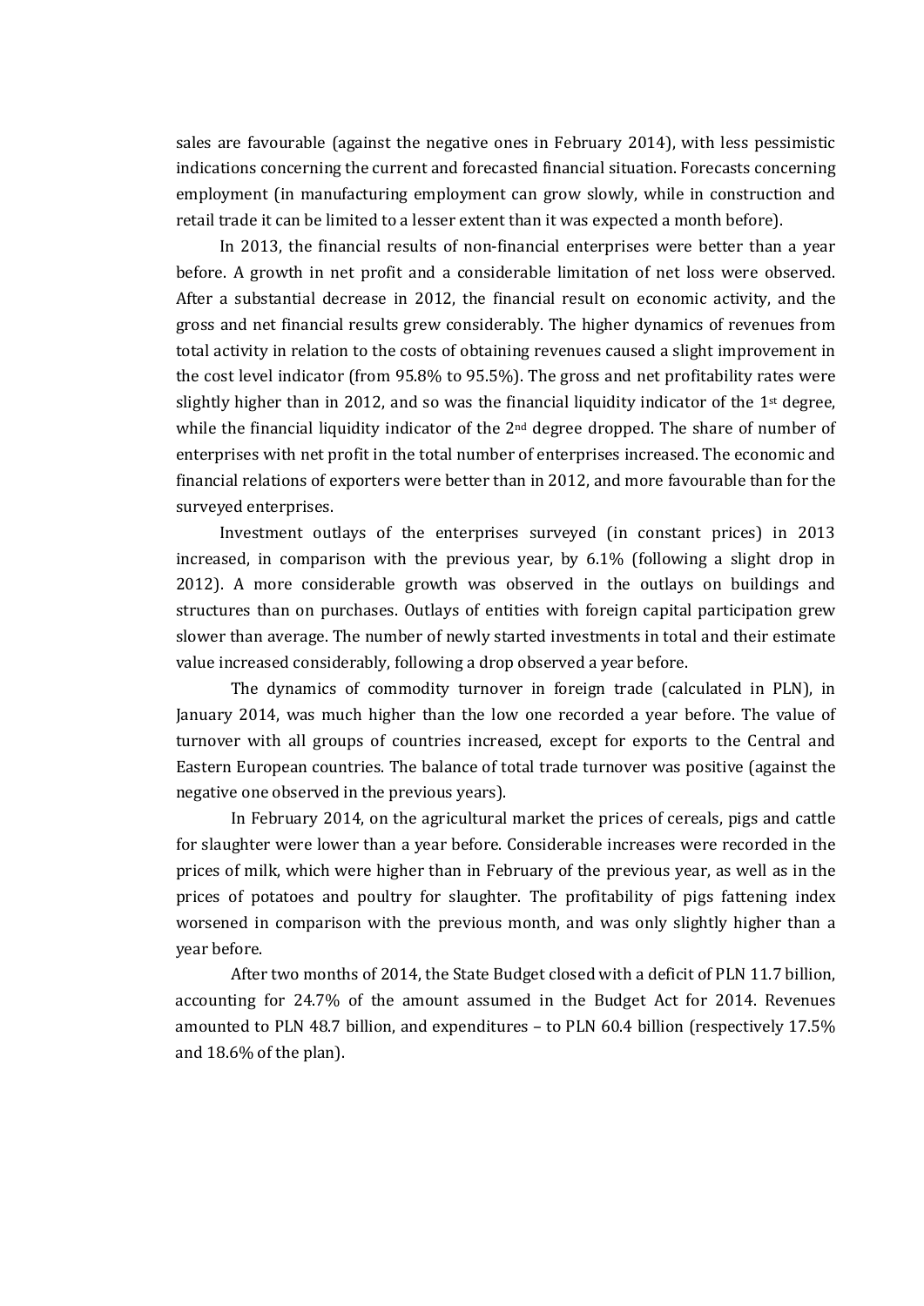sales are favourable (against the negative ones in February 2014), with less pessimistic indications concerning the current and forecasted financial situation. Forecasts concerning employment (in manufacturing employment can grow slowly, while in construction and retail trade it can be limited to a lesser extent than it was expected a month before).

In 2013, the financial results of non-financial enterprises were better than a year before. A growth in net profit and a considerable limitation of net loss were observed. After a substantial decrease in 2012, the financial result on economic activity, and the gross and net financial results grew considerably. The higher dynamics of revenues from total activity in relation to the costs of obtaining revenues caused a slight improvement in the cost level indicator (from 95.8% to 95.5%). The gross and net profitability rates were slightly higher than in 2012, and so was the financial liquidity indicator of the 1st degree, while the financial liquidity indicator of the 2nd degree dropped. The share of number of enterprises with net profit in the total number of enterprises increased. The economic and financial relations of exporters were better than in 2012, and more favourable than for the surveyed enterprises.

Investment outlays of the enterprises surveyed (in constant prices) in 2013 increased, in comparison with the previous year, by 6.1% (following a slight drop in 2012). A more considerable growth was observed in the outlays on buildings and structures than on purchases. Outlays of entities with foreign capital participation grew slower than average. The number of newly started investments in total and their estimate value increased considerably, following a drop observed a year before.

The dynamics of commodity turnover in foreign trade (calculated in PLN), in January 2014, was much higher than the low one recorded a year before. The value of turnover with all groups of countries increased, except for exports to the Central and Eastern European countries. The balance of total trade turnover was positive (against the negative one observed in the previous years).

In February 2014, on the agricultural market the prices of cereals, pigs and cattle for slaughter were lower than a year before. Considerable increases were recorded in the prices of milk, which were higher than in February of the previous year, as well as in the prices of potatoes and poultry for slaughter. The profitability of pigs fattening index worsened in comparison with the previous month, and was only slightly higher than a year before.

After two months of 2014, the State Budget closed with a deficit of PLN 11.7 billion, accounting for 24.7% of the amount assumed in the Budget Act for 2014. Revenues amounted to PLN 48.7 billion, and expenditures – to PLN 60.4 billion (respectively 17.5% and 18.6% of the plan).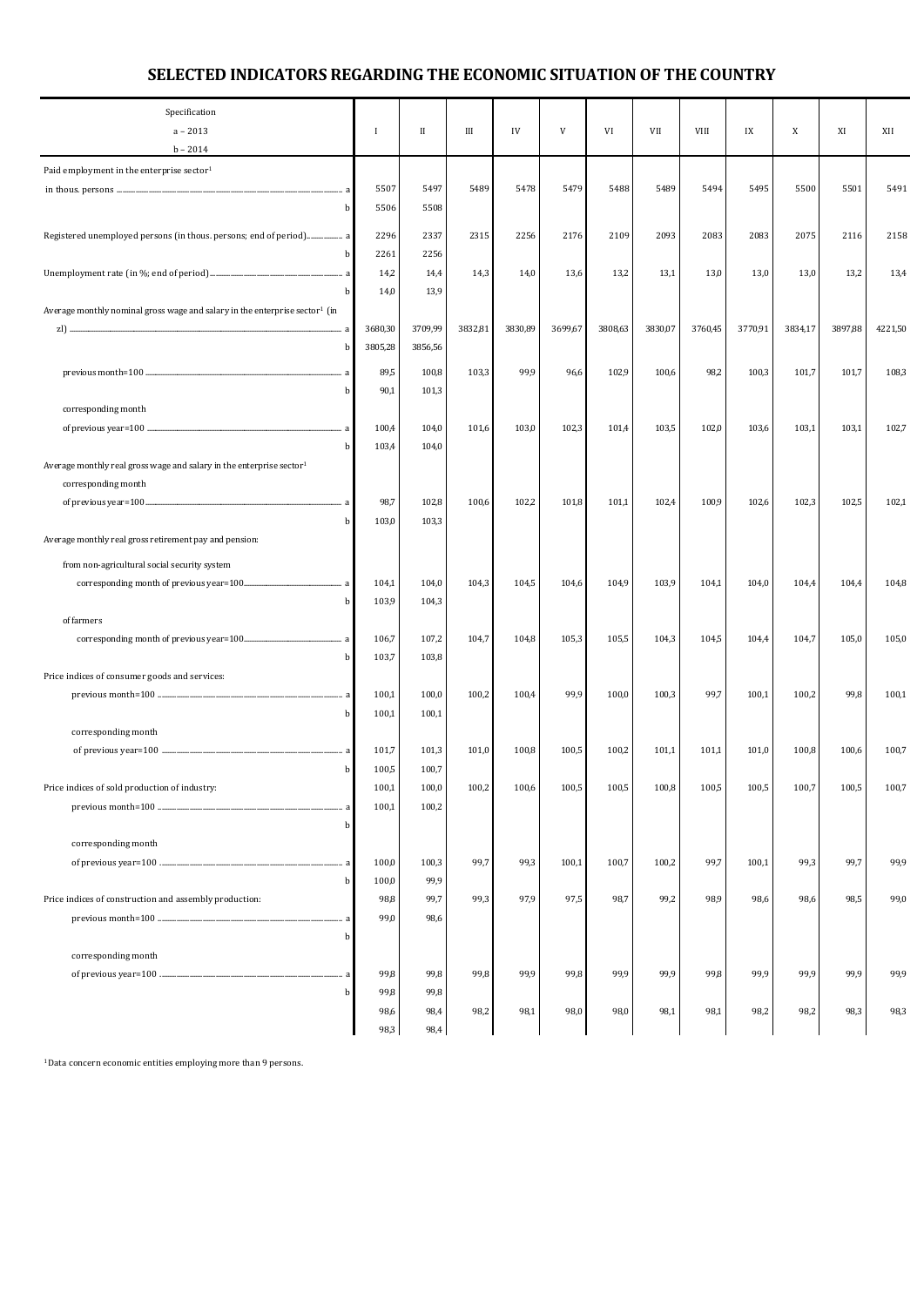# SELECTED INDICATORS REGARDING THE ECONOMIC SITUATION OF THE COUNTRY

| Specification<br>a – 2013<br>b – 2014 | | I | II | III | IV | V | VI | VII | VIII | IX | X | XI | XII |
|---|---|---|---|---|---|---|---|---|---|---|---|---|---|
| Paid employment in the enterprise sector[1] | | | | | | | | | | | | | |
| in thous. persons | a | 5507 | 5497 | 5489 | 5478 | 5479 | 5488 | 5489 | 5494 | 5495 | 5500 | 5501 | 5491 |
| | b | 5506 | 5508 | | | | | | | | | | |
| Registered unemployed persons (in thous. persons; end of period) | a | 2296 | 2337 | 2315 | 2256 | 2176 | 2109 | 2093 | 2083 | 2083 | 2075 | 2116 | 2158 |
| | b | 2261 | 2256 | | | | | | | | | | |
| Unemployment rate (in %; end of period) | a | 14,2 | 14,4 | 14,3 | 14,0 | 13,6 | 13,2 | 13,1 | 13,0 | 13,0 | 13,0 | 13,2 | 13,4 |
| | b | 14,0 | 13,9 | | | | | | | | | | |
| Average monthly nominal gross wage and salary in the enterprise sector[1] (in zl) | a | 3680,30 | 3709,99 | 3832,81 | 3830,89 | 3699,67 | 3808,63 | 3830,07 | 3760,45 | 3770,91 | 3834,17 | 3897,88 | 4221,50 |
| | b | 3805,28 | 3856,56 | | | | | | | | | | |
| previous month=100 | a | 89,5 | 100,8 | 103,3 | 99,9 | 96,6 | 102,9 | 100,6 | 98,2 | 100,3 | 101,7 | 101,7 | 108,3 |
| | b | 90,1 | 101,3 | | | | | | | | | | |
| corresponding month of previous year=100 | a | 100,4 | 104,0 | 101,6 | 103,0 | 102,3 | 101,4 | 103,5 | 102,0 | 103,6 | 103,1 | 103,1 | 102,7 |
| | b | 103,4 | 104,0 | | | | | | | | | | |
| Average monthly real gross wage and salary in the enterprise sector[1] | | | | | | | | | | | | | |
| corresponding month of previous year=100 | a | 98,7 | 102,8 | 100,6 | 102,2 | 101,8 | 101,1 | 102,4 | 100,9 | 102,6 | 102,3 | 102,5 | 102,1 |
| | b | 103,0 | 103,3 | | | | | | | | | | |
| Average monthly real gross retirement pay and pension: | | | | | | | | | | | | | |
| from non-agricultural social security system | | | | | | | | | | | | | |
| corresponding month of previous year=100 | a | 104,1 | 104,0 | 104,3 | 104,5 | 104,6 | 104,9 | 103,9 | 104,1 | 104,0 | 104,4 | 104,4 | 104,8 |
| | b | 103,9 | 104,3 | | | | | | | | | | |
| of farmers | | | | | | | | | | | | | |
| corresponding month of previous year=100 | a | 106,7 | 107,2 | 104,7 | 104,8 | 105,3 | 105,5 | 104,3 | 104,5 | 104,4 | 104,7 | 105,0 | 105,0 |
| | b | 103,7 | 103,8 | | | | | | | | | | |
| Price indices of consumer goods and services: | | | | | | | | | | | | | |
| previous month=100 | a | 100,1 | 100,0 | 100,2 | 100,4 | 99,9 | 100,0 | 100,3 | 99,7 | 100,1 | 100,2 | 99,8 | 100,1 |
| | b | 100,1 | 100,1 | | | | | | | | | | |
| corresponding month of previous year=100 | a | 101,7 | 101,3 | 101,0 | 100,8 | 100,5 | 100,2 | 101,1 | 101,1 | 101,0 | 100,8 | 100,6 | 100,7 |
| | b | 100,5 | 100,7 | | | | | | | | | | |
| Price indices of sold production of industry: | | 100,1 | 100,0 | 100,2 | 100,6 | 100,5 | 100,5 | 100,8 | 100,5 | 100,5 | 100,7 | 100,5 | 100,7 |
| previous month=100 | a | 100,1 | 100,2 | | | | | | | | | | |
| | b | | | | | | | | | | | | |
| corresponding month of previous year=100 | a | 100,0 | 100,3 | 99,7 | 99,3 | 100,1 | 100,7 | 100,2 | 99,7 | 100,1 | 99,3 | 99,7 | 99,9 |
| | b | 100,0 | 99,9 | | | | | | | | | | |
| Price indices of construction and assembly production: | | 98,8 | 99,7 | 99,3 | 97,9 | 97,5 | 98,7 | 99,2 | 98,9 | 98,6 | 98,6 | 98,5 | 99,0 |
| previous month=100 | a | 99,0 | 98,6 | | | | | | | | | | |
| | b | | | | | | | | | | | | |
| corresponding month of previous year=100 | a | 99,8 | 99,8 | 99,8 | 99,9 | 99,8 | 99,9 | 99,9 | 99,8 | 99,9 | 99,9 | 99,9 | 99,9 |
| | b | 99,8 | 99,8 | | | | | | | | | | |
| | | 98,6 | 98,4 | 98,2 | 98,1 | 98,0 | 98,0 | 98,1 | 98,1 | 98,2 | 98,2 | 98,3 | 98,3 |
| | | 98,3 | 98,4 | | | | | | | | | | |

[1] Data concern economic entities employing more than 9 persons.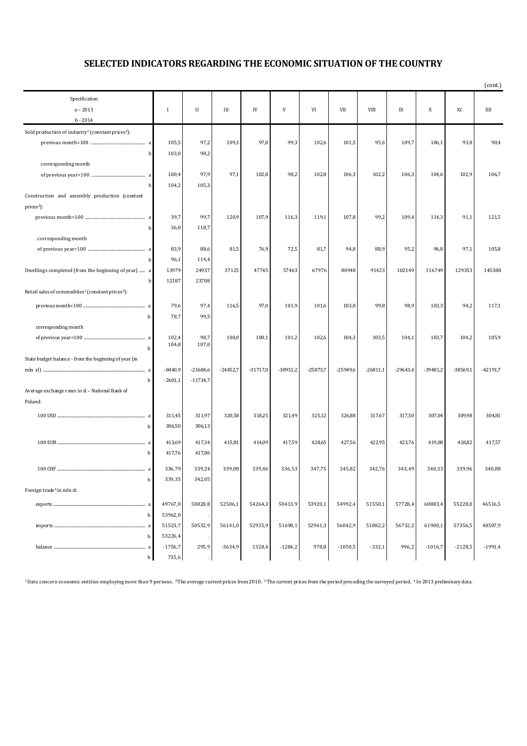# SELECTED INDICATORS REGARDING THE ECONOMIC SITUATION OF THE COUNTRY

(cont.)

| Specification<br>a – 2013<br>b - 2014 | | I | II | III | IV | V | VI | VII | VIII | IX | X | XI | XII |
|---|---|---|---|---|---|---|---|---|---|---|---|---|---|
| Sold production of industry[1] (constant prices[2]): | | | | | | | | | | | | | |
| previous month=100 | a | 105,5 | 97,2 | 109,3 | 97,8 | 99,3 | 102,6 | 101,5 | 95,6 | 109,7 | 106,1 | 93,8 | 90,4 |
| | b | 103,0 | 98,2 | | | | | | | | | | |
| corresponding month of previous year=100 | a | 100,4 | 97,9 | 97,1 | 102,8 | 98,2 | 102,8 | 106,3 | 102,2 | 106,3 | 104,6 | 102,9 | 106,7 |
| | b | 104,2 | 105,3 | | | | | | | | | | |
| Construction and assembly production (constant prices[2]): | | | | | | | | | | | | | |
| previous month=100 | a | 39,7 | 99,7 | 120,9 | 107,9 | 116,3 | 119,1 | 107,8 | 99,2 | 109,4 | 114,3 | 91,1 | 121,5 |
| | b | 36,0 | 118,7 | | | | | | | | | | |
| corresponding month of previous year=100 | a | 83,9 | 88,6 | 81,5 | 76,9 | 72,5 | 81,7 | 94,8 | 88,9 | 95,2 | 96,8 | 97,1 | 105,8 |
| | b | 96,1 | 114,4 | | | | | | | | | | |
| Dwellings completed (from the beginning of year) | a | 13979 | 24937 | 37125 | 47745 | 57463 | 67976 | 80948 | 91423 | 102149 | 116749 | 129353 | 145388 |
| | b | 12187 | 23708 | | | | | | | | | | |
| Retail sales of commodities[1] (constant prices[3]): | | | | | | | | | | | | | |
| previous month=100 | a | 79,6 | 97,4 | 116,5 | 97,0 | 101,9 | 101,6 | 103,8 | 99,8 | 98,9 | 103,3 | 94,2 | 117,1 |
| | b | 78,7 | 99,5 | | | | | | | | | | |
| corresponding month of previous year=100 | a | 102,4 | 98,7 | 100,0 | 100,1 | 101,2 | 102,6 | 104,3 | 103,5 | 104,1 | 103,7 | 104,2 | 105,9 |
| | b | 104,8 | 107,0 | | | | | | | | | | |
| State budget balance - from the beginning of year (in mln zl) | a | -8440,9 | -21684,6 | -24452,7 | -31717,0 | -30951,2 | -25873,7 | -25949,6 | -26811,1 | -29643,4 | -39481,2 | -38569,1 | -42191,7 |
| | b | -2601,1 | -11734,7 | | | | | | | | | | |
| Average exchange rates in zl – National Bank of Poland: | | | | | | | | | | | | | |
| 100 USD | a | 311,45 | 311,97 | 320,58 | 318,25 | 321,49 | 325,12 | 326,88 | 317,67 | 317,50 | 307,04 | 309,98 | 304,81 |
| | b | 306,50 | 306,13 | | | | | | | | | | |
| 100 EUR | a | 413,69 | 417,34 | 415,81 | 414,09 | 417,59 | 428,65 | 427,56 | 422,95 | 423,76 | 419,08 | 418,82 | 417,57 |
| | b | 417,76 | 417,86 | | | | | | | | | | |
| 100 CHF | a | 336,79 | 339,24 | 339,08 | 339,46 | 336,53 | 347,75 | 345,82 | 342,76 | 343,49 | 340,33 | 339,96 | 340,88 |
| | b | 339,35 | 342,05 | | | | | | | | | | |
| Foreign trade[4] in mln zl: | | | | | | | | | | | | | |
| exports | a | 49767,0 | 50828,8 | 52506,1 | 54264,3 | 50413,9 | 53920,1 | 54992,4 | 51550,1 | 57728,4 | 60883,4 | 55228,0 | 46516,5 |
| | b | 53962,0 | . | | | | | | | | | | |
| imports | a | 51523,7 | 50532,9 | 56141,0 | 52935,9 | 51698,1 | 52941,3 | 56042,9 | 51882,2 | 56732,2 | 61900,1 | 57356,5 | 48507,9 |
| | b | 53226,4 | . | | | | | | | | | | |
| balance | a | -1756,7 | 295,9 | -3634,9 | 1328,4 | -1284,2 | 978,8 | -1050,5 | -332,1 | 996,2 | -1016,7 | -2128,5 | -1991,4 |
| | b | 735,6 | . | | | | | | | | | | |

[1] Data concern economic entities employing more than 9 persons. [2] The average current prices from 2010. [3] The current prices from the period preceding the surveyed period. [4] In 2013 preliminary data.